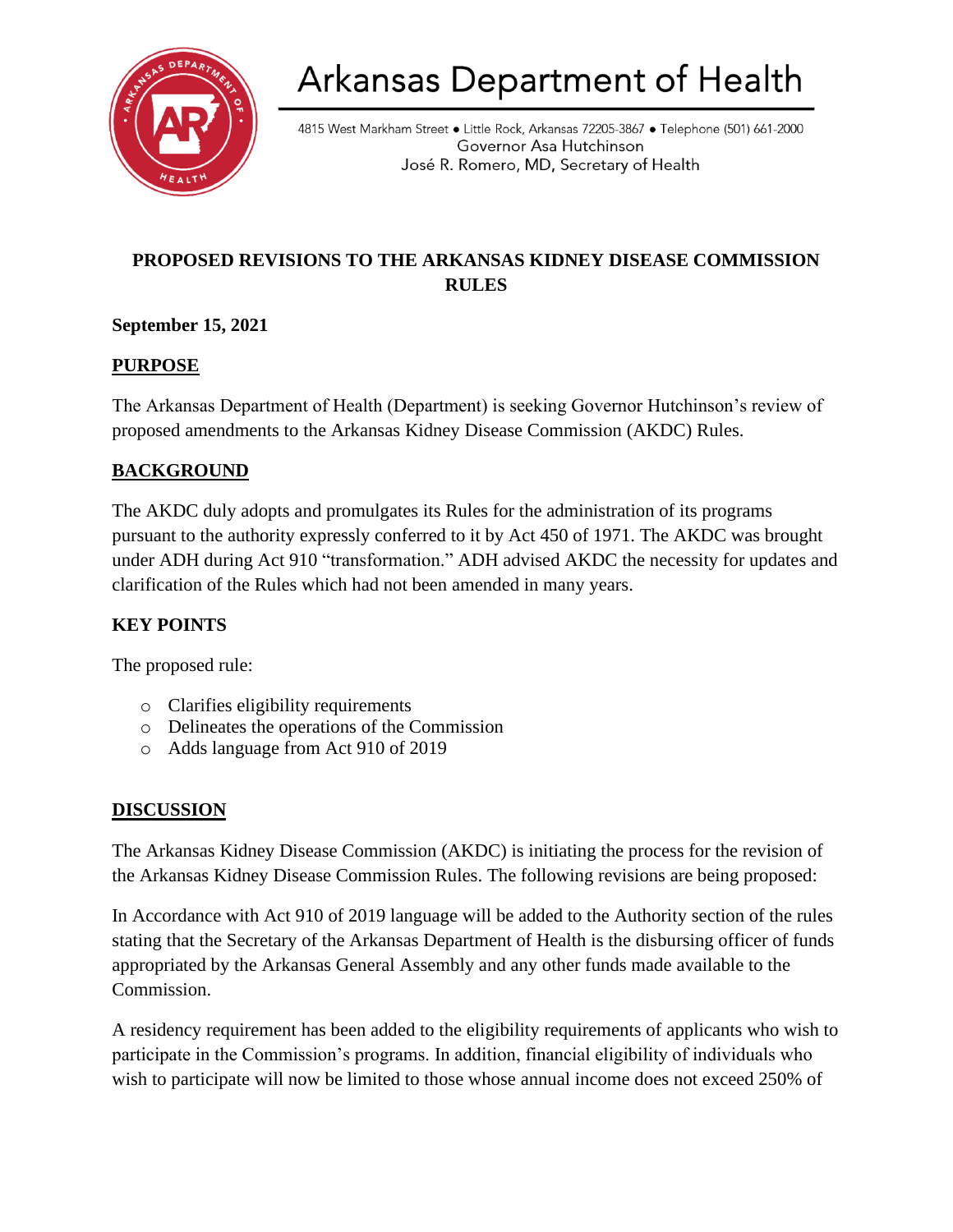# Arkansas Department of Health

4815 West Markham Street • Little Rock, Arkansas 72205-3867 • Telephone (501) 661-2000
Governor Asa Hutchinson
José R. Romero, MD, Secretary of Health

## PROPOSED REVISIONS TO THE ARKANSAS KIDNEY DISEASE COMMISSION RULES

**September 15, 2021**

### PURPOSE

The Arkansas Department of Health (Department) is seeking Governor Hutchinson's review of proposed amendments to the Arkansas Kidney Disease Commission (AKDC) Rules.

### BACKGROUND

The AKDC duly adopts and promulgates its Rules for the administration of its programs pursuant to the authority expressly conferred to it by Act 450 of 1971. The AKDC was brought under ADH during Act 910 "transformation." ADH advised AKDC the necessity for updates and clarification of the Rules which had not been amended in many years.

### KEY POINTS

The proposed rule:

- Clarifies eligibility requirements
- Delineates the operations of the Commission
- Adds language from Act 910 of 2019

### DISCUSSION

The Arkansas Kidney Disease Commission (AKDC) is initiating the process for the revision of the Arkansas Kidney Disease Commission Rules. The following revisions are being proposed:

In Accordance with Act 910 of 2019 language will be added to the Authority section of the rules stating that the Secretary of the Arkansas Department of Health is the disbursing officer of funds appropriated by the Arkansas General Assembly and any other funds made available to the Commission.

A residency requirement has been added to the eligibility requirements of applicants who wish to participate in the Commission's programs. In addition, financial eligibility of individuals who wish to participate will now be limited to those whose annual income does not exceed 250% of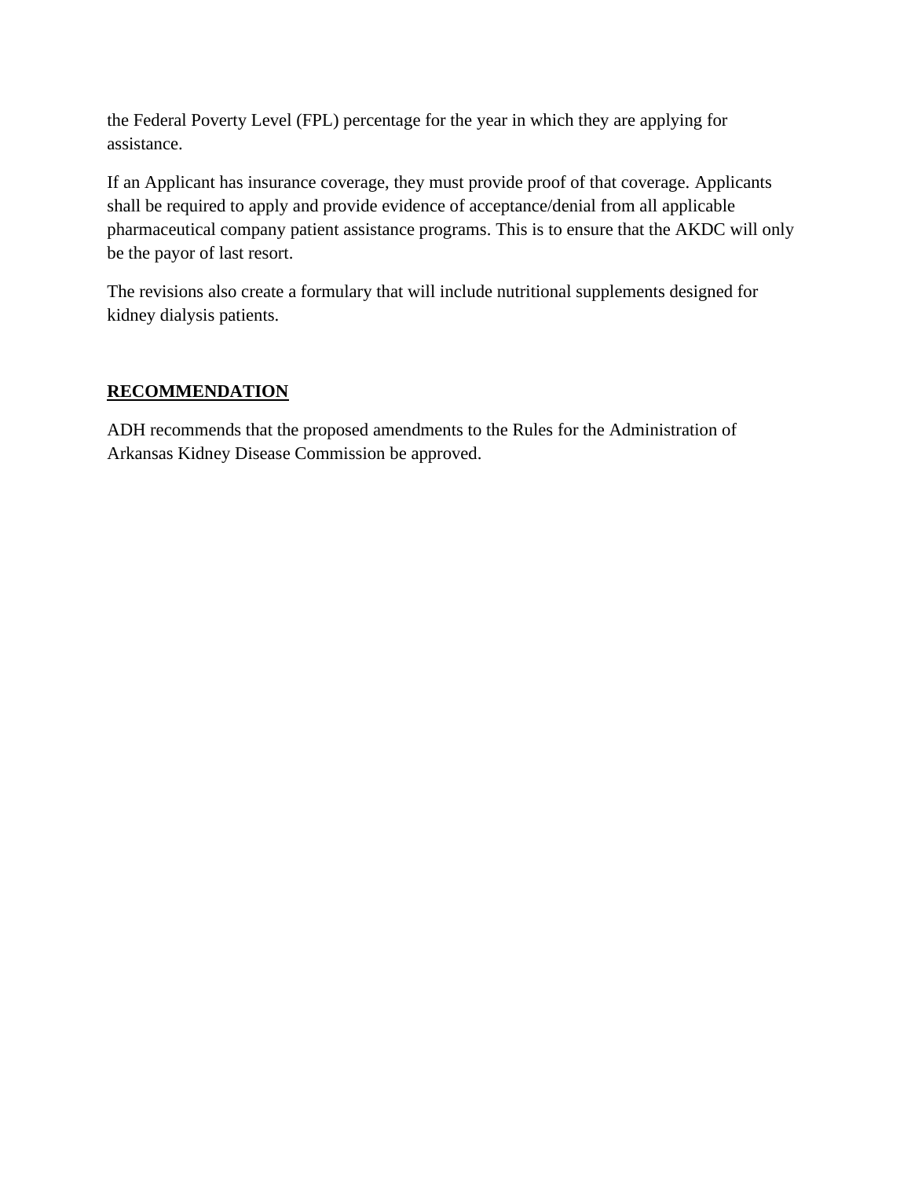the Federal Poverty Level (FPL) percentage for the year in which they are applying for assistance.

If an Applicant has insurance coverage, they must provide proof of that coverage. Applicants shall be required to apply and provide evidence of acceptance/denial from all applicable pharmaceutical company patient assistance programs. This is to ensure that the AKDC will only be the payor of last resort.

The revisions also create a formulary that will include nutritional supplements designed for kidney dialysis patients.

## RECOMMENDATION

ADH recommends that the proposed amendments to the Rules for the Administration of Arkansas Kidney Disease Commission be approved.